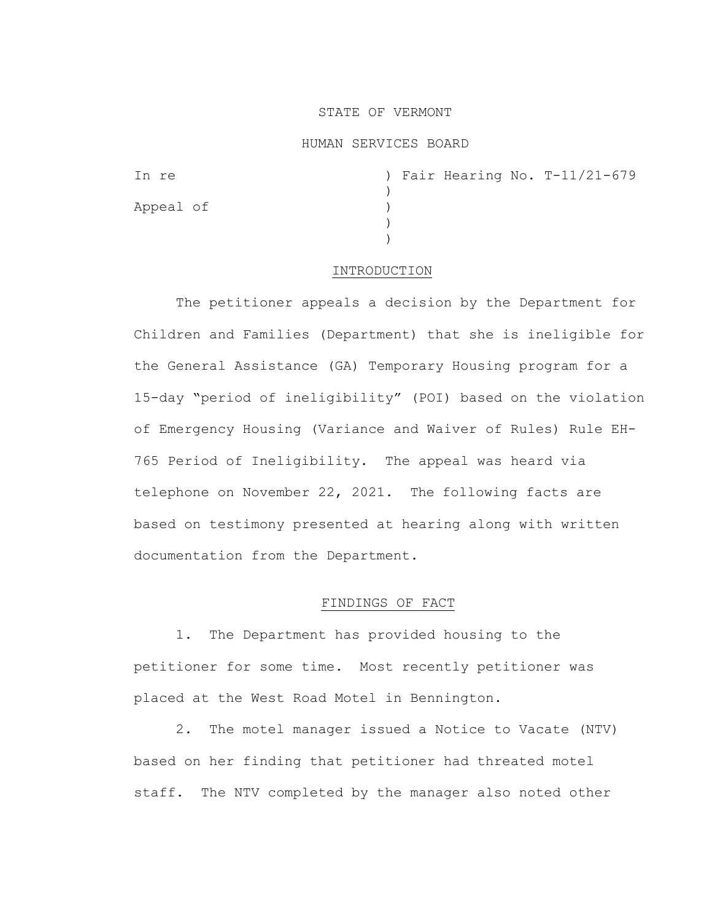STATE OF VERMONT

HUMAN SERVICES BOARD

In re ) Fair Hearing No. T-11/21-679
)
Appeal of )
)
)

## INTRODUCTION

The petitioner appeals a decision by the Department for Children and Families (Department) that she is ineligible for the General Assistance (GA) Temporary Housing program for a 15-day "period of ineligibility" (POI) based on the violation of Emergency Housing (Variance and Waiver of Rules) Rule EH-765 Period of Ineligibility. The appeal was heard via telephone on November 22, 2021. The following facts are based on testimony presented at hearing along with written documentation from the Department.

## FINDINGS OF FACT

1. The Department has provided housing to the petitioner for some time. Most recently petitioner was placed at the West Road Motel in Bennington.

2. The motel manager issued a Notice to Vacate (NTV) based on her finding that petitioner had threated motel staff. The NTV completed by the manager also noted other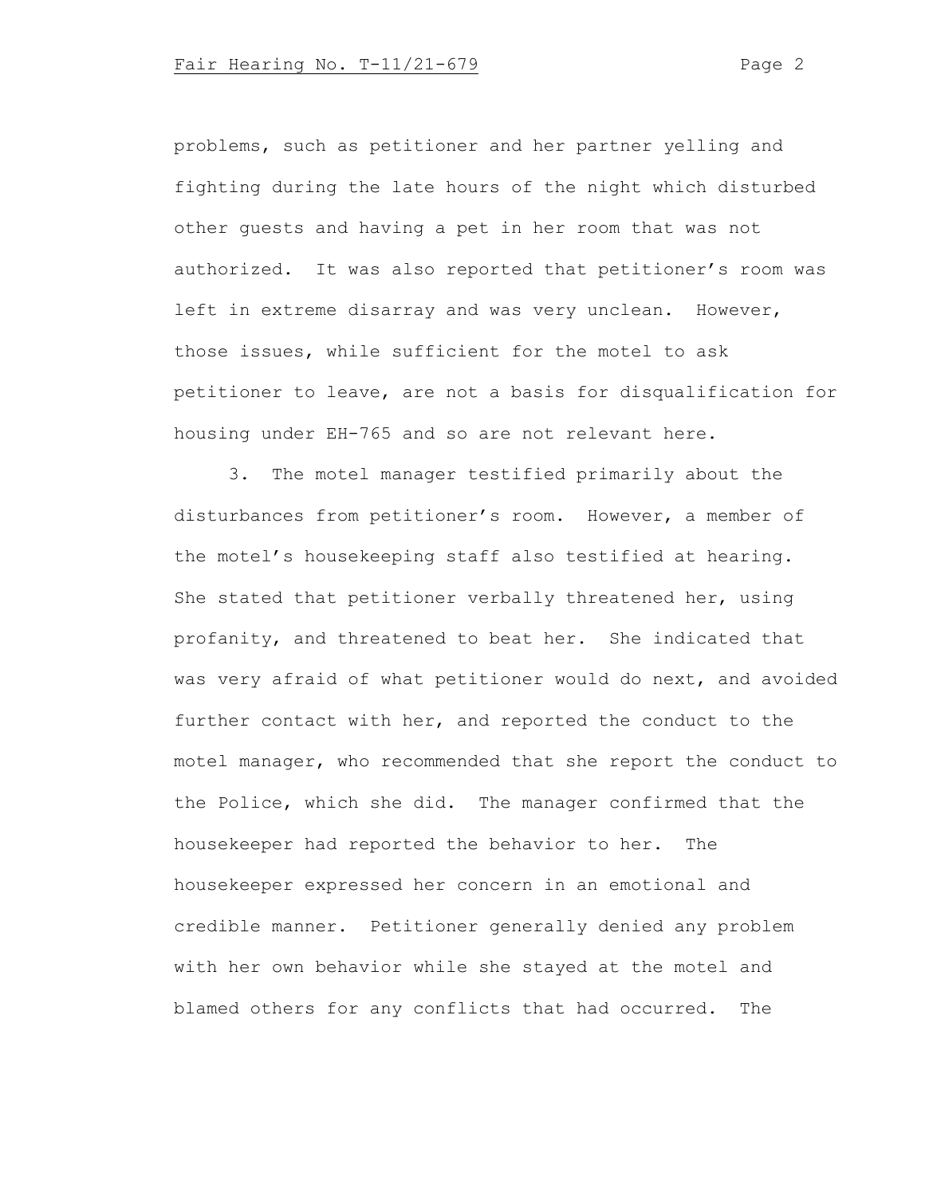problems, such as petitioner and her partner yelling and fighting during the late hours of the night which disturbed other guests and having a pet in her room that was not authorized. It was also reported that petitioner's room was left in extreme disarray and was very unclean. However, those issues, while sufficient for the motel to ask petitioner to leave, are not a basis for disqualification for housing under EH-765 and so are not relevant here.

3. The motel manager testified primarily about the disturbances from petitioner's room. However, a member of the motel's housekeeping staff also testified at hearing. She stated that petitioner verbally threatened her, using profanity, and threatened to beat her. She indicated that was very afraid of what petitioner would do next, and avoided further contact with her, and reported the conduct to the motel manager, who recommended that she report the conduct to the Police, which she did. The manager confirmed that the housekeeper had reported the behavior to her. The housekeeper expressed her concern in an emotional and credible manner. Petitioner generally denied any problem with her own behavior while she stayed at the motel and blamed others for any conflicts that had occurred. The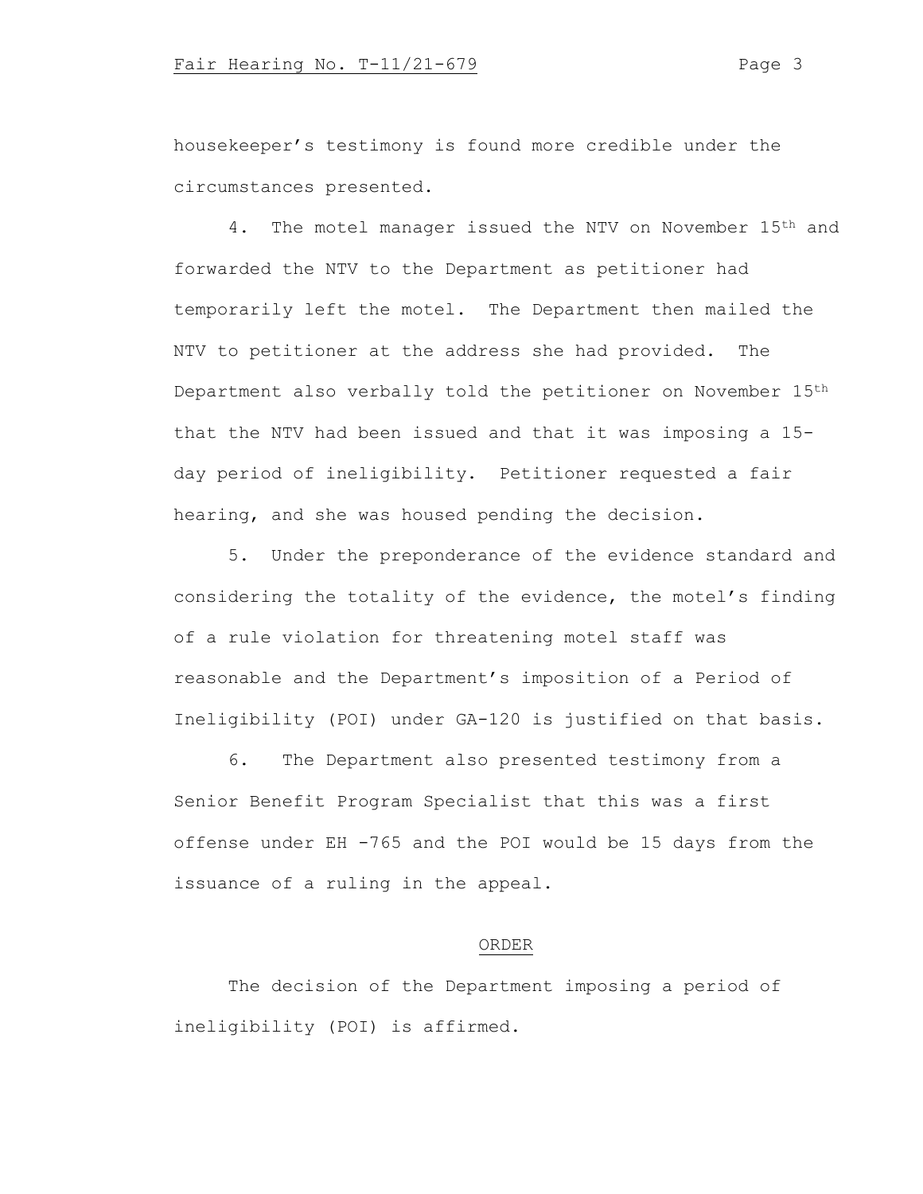housekeeper's testimony is found more credible under the circumstances presented.

4. The motel manager issued the NTV on November 15th and forwarded the NTV to the Department as petitioner had temporarily left the motel. The Department then mailed the NTV to petitioner at the address she had provided. The Department also verbally told the petitioner on November 15th that the NTV had been issued and that it was imposing a 15-day period of ineligibility. Petitioner requested a fair hearing, and she was housed pending the decision.

5. Under the preponderance of the evidence standard and considering the totality of the evidence, the motel's finding of a rule violation for threatening motel staff was reasonable and the Department's imposition of a Period of Ineligibility (POI) under GA-120 is justified on that basis.

6. The Department also presented testimony from a Senior Benefit Program Specialist that this was a first offense under EH -765 and the POI would be 15 days from the issuance of a ruling in the appeal.

## ORDER

The decision of the Department imposing a period of ineligibility (POI) is affirmed.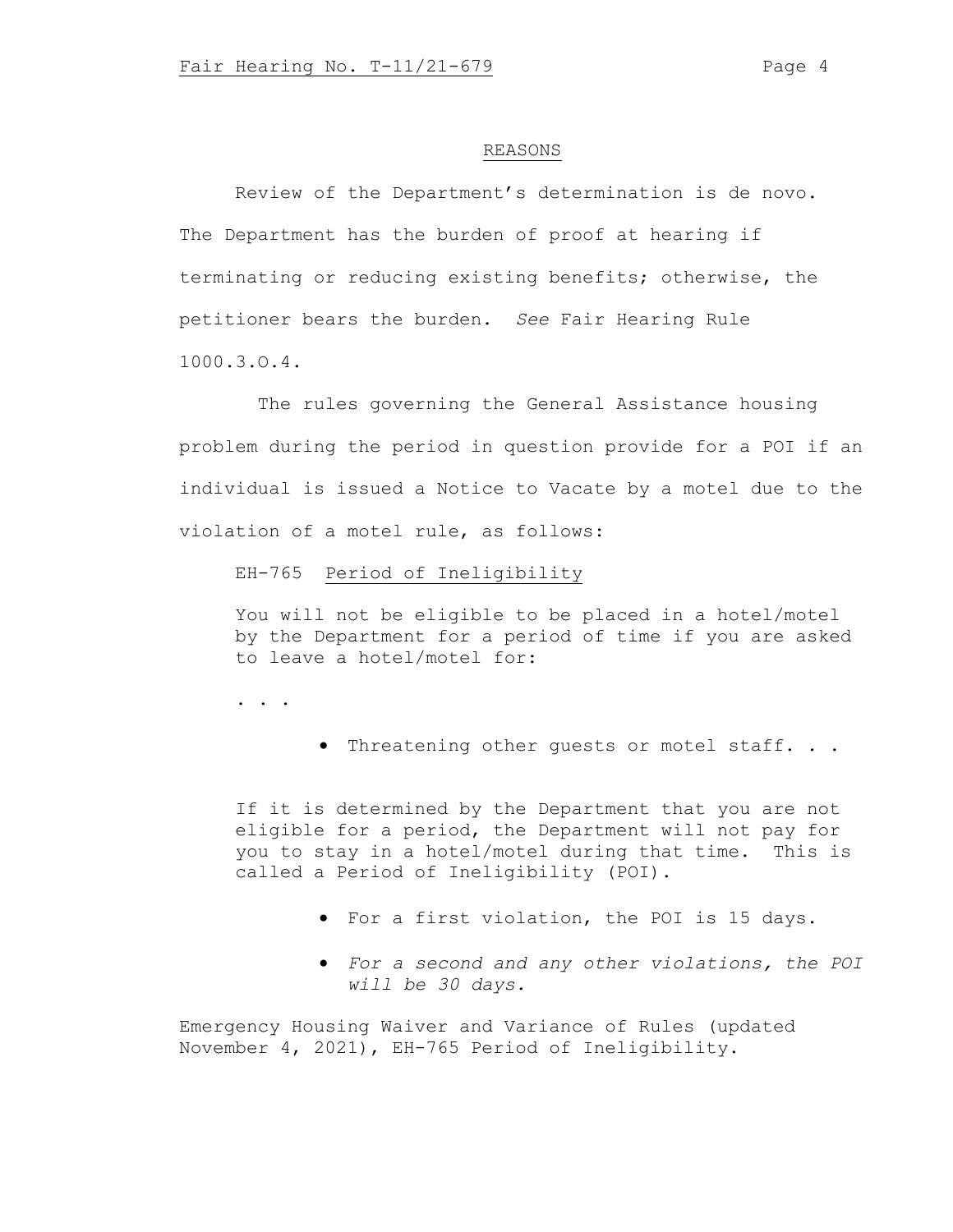## REASONS

Review of the Department's determination is de novo. The Department has the burden of proof at hearing if terminating or reducing existing benefits; otherwise, the petitioner bears the burden. *See* Fair Hearing Rule 1000.3.O.4.

The rules governing the General Assistance housing problem during the period in question provide for a POI if an individual is issued a Notice to Vacate by a motel due to the violation of a motel rule, as follows:

> EH-765 Period of Ineligibility
>
> You will not be eligible to be placed in a hotel/motel by the Department for a period of time if you are asked to leave a hotel/motel for:
>
> . . .
>
> - Threatening other guests or motel staff. . .
>
> If it is determined by the Department that you are not eligible for a period, the Department will not pay for you to stay in a hotel/motel during that time. This is called a Period of Ineligibility (POI).
>
> - For a first violation, the POI is 15 days.
> - *For a second and any other violations, the POI will be 30 days.*

Emergency Housing Waiver and Variance of Rules (updated November 4, 2021), EH-765 Period of Ineligibility.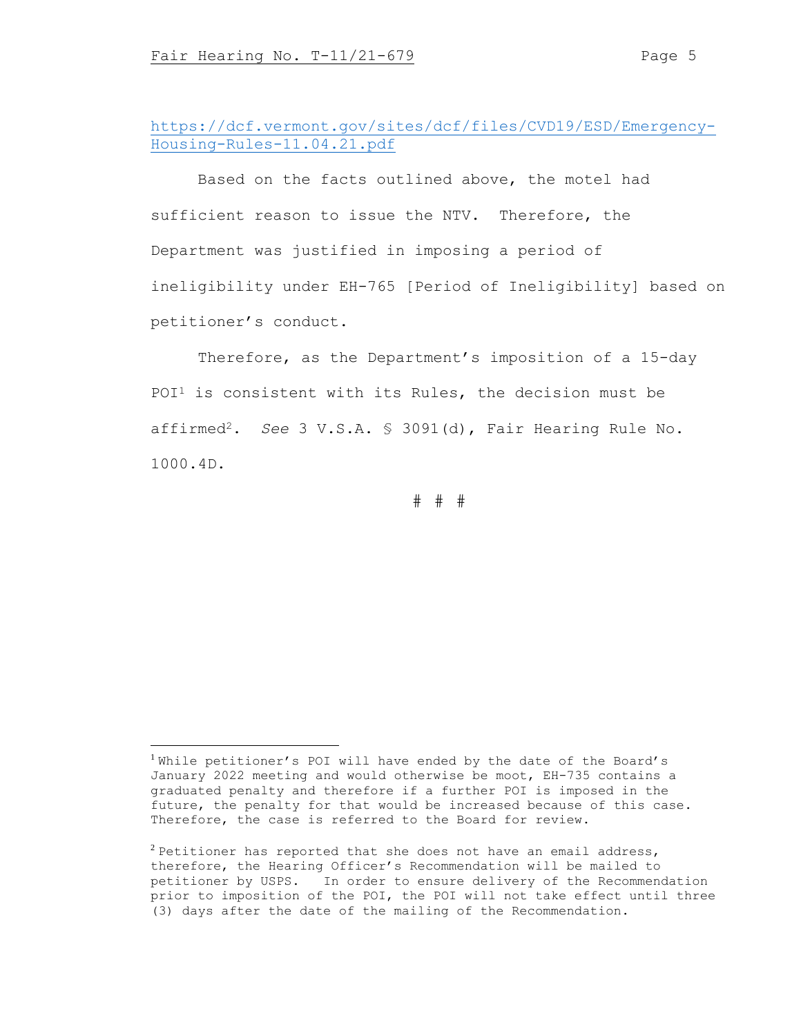https://dcf.vermont.gov/sites/dcf/files/CVD19/ESD/Emergency-Housing-Rules-11.04.21.pdf

Based on the facts outlined above, the motel had sufficient reason to issue the NTV. Therefore, the Department was justified in imposing a period of ineligibility under EH-765 [Period of Ineligibility] based on petitioner's conduct.

Therefore, as the Department's imposition of a 15-day POI[1] is consistent with its Rules, the decision must be affirmed[2]. *See* 3 V.S.A. § 3091(d), Fair Hearing Rule No. 1000.4D.

# # #

---

[1] While petitioner's POI will have ended by the date of the Board's January 2022 meeting and would otherwise be moot, EH-735 contains a graduated penalty and therefore if a further POI is imposed in the future, the penalty for that would be increased because of this case. Therefore, the case is referred to the Board for review.

[2] Petitioner has reported that she does not have an email address, therefore, the Hearing Officer's Recommendation will be mailed to petitioner by USPS. In order to ensure delivery of the Recommendation prior to imposition of the POI, the POI will not take effect until three (3) days after the date of the mailing of the Recommendation.